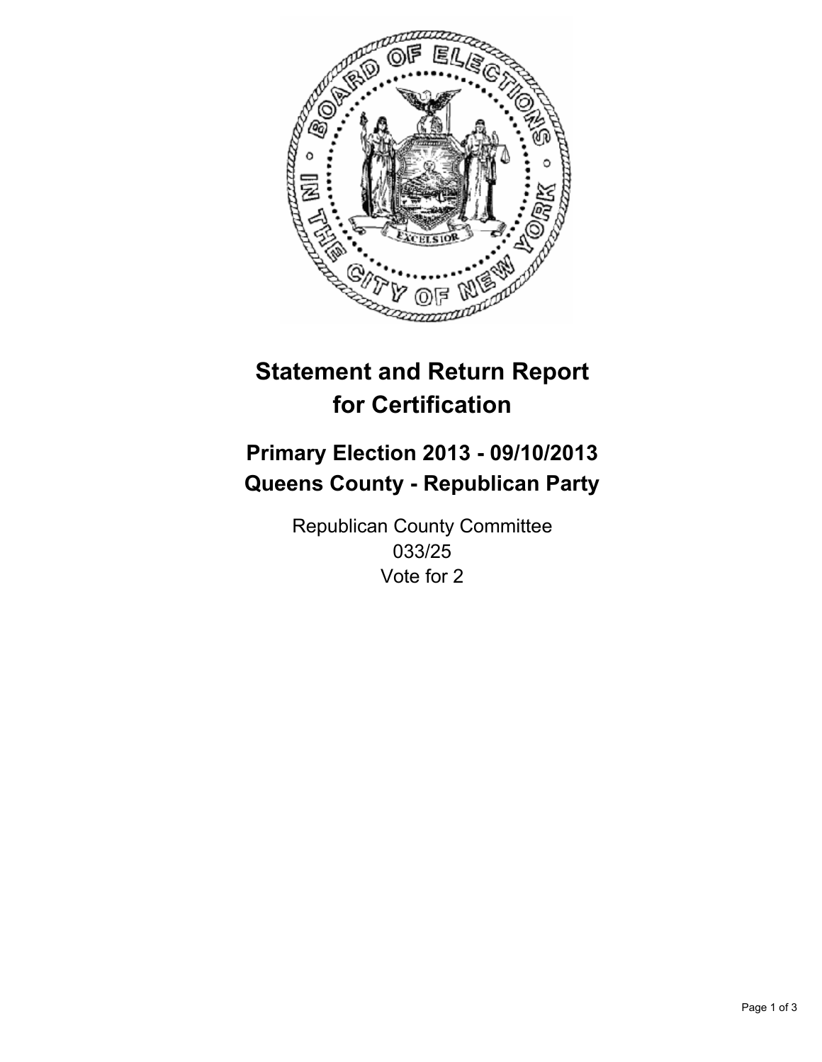# Statement and Return Report for Certification

## Primary Election 2013 - 09/10/2013
## Queens County - Republican Party

Republican County Committee
033/25
Vote for 2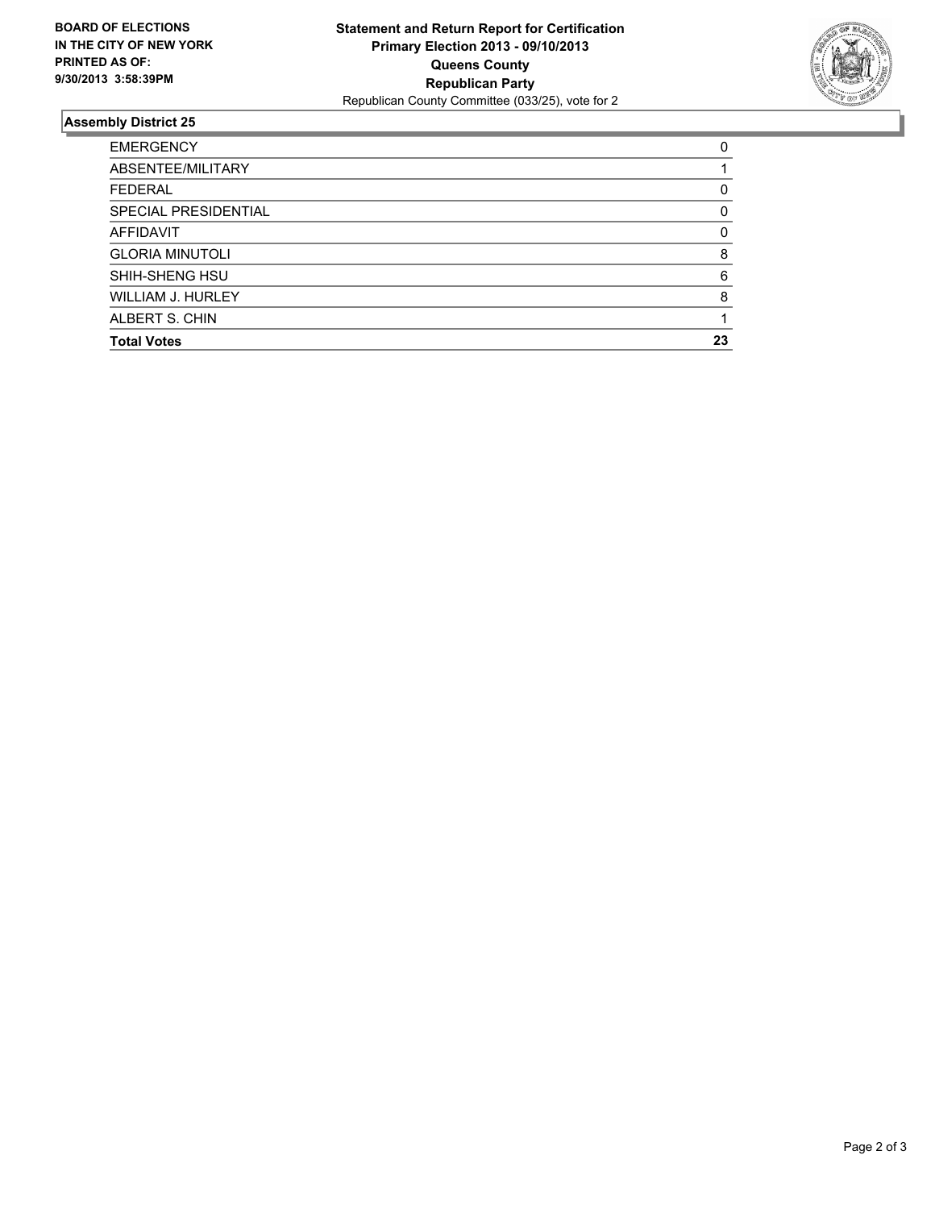**BOARD OF ELECTIONS IN THE CITY OF NEW YORK PRINTED AS OF: 9/30/2013 3:58:39PM**

**Statement and Return Report for Certification**
**Primary Election 2013 - 09/10/2013**
**Queens County**
**Republican Party**
Republican County Committee (033/25), vote for 2

## Assembly District 25

| | |
|---|---|
| EMERGENCY | 0 |
| ABSENTEE/MILITARY | 1 |
| FEDERAL | 0 |
| SPECIAL PRESIDENTIAL | 0 |
| AFFIDAVIT | 0 |
| GLORIA MINUTOLI | 8 |
| SHIH-SHENG HSU | 6 |
| WILLIAM J. HURLEY | 8 |
| ALBERT S. CHIN | 1 |
| **Total Votes** | **23** |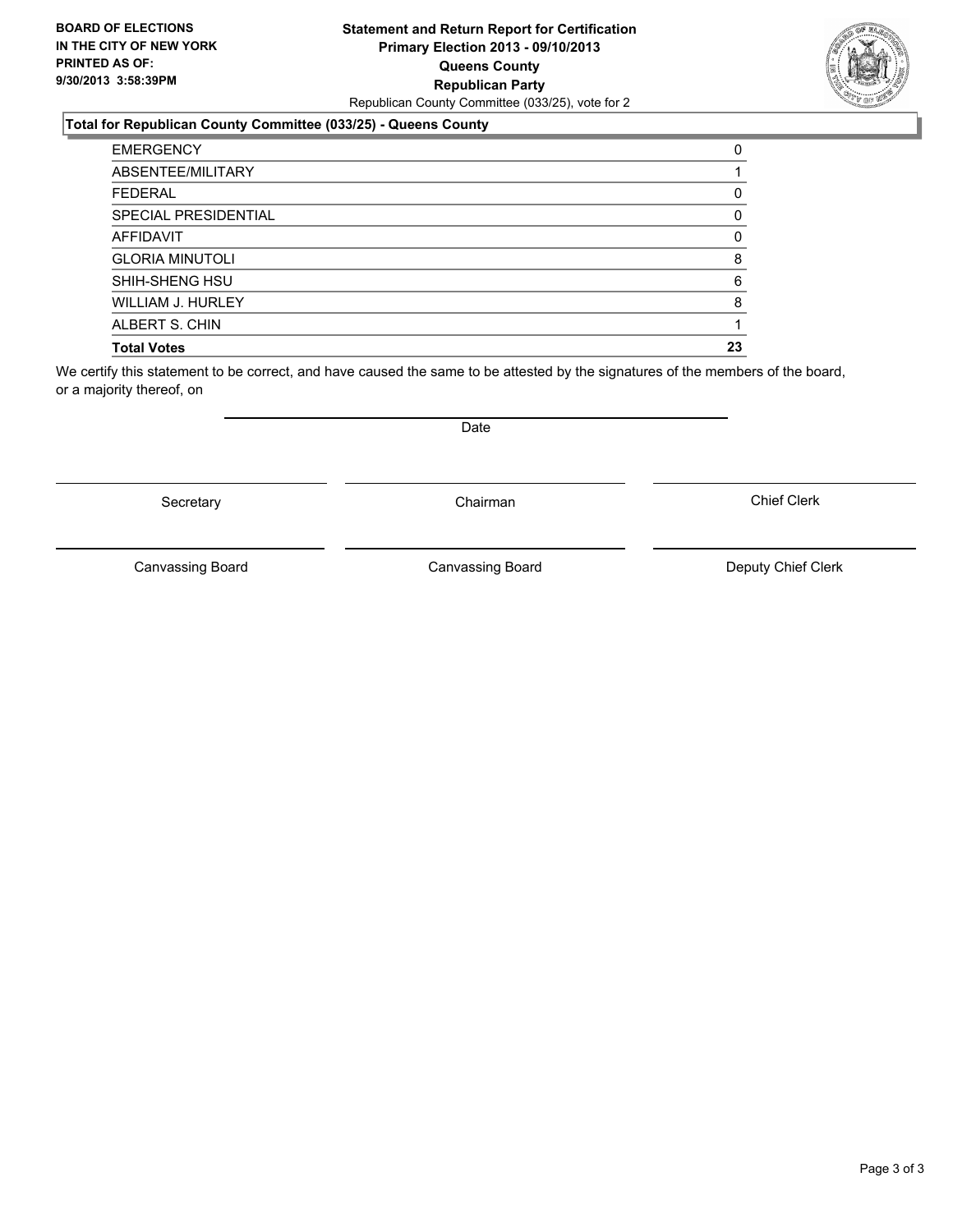**BOARD OF ELECTIONS IN THE CITY OF NEW YORK PRINTED AS OF: 9/30/2013 3:58:39PM**

**Statement and Return Report for Certification**
**Primary Election 2013 - 09/10/2013**
**Queens County**
**Republican Party**
Republican County Committee (033/25), vote for 2

### Total for Republican County Committee (033/25) - Queens County

| | |
|---|---|
| EMERGENCY | 0 |
| ABSENTEE/MILITARY | 1 |
| FEDERAL | 0 |
| SPECIAL PRESIDENTIAL | 0 |
| AFFIDAVIT | 0 |
| GLORIA MINUTOLI | 8 |
| SHIH-SHENG HSU | 6 |
| WILLIAM J. HURLEY | 8 |
| ALBERT S. CHIN | 1 |
| **Total Votes** | **23** |

We certify this statement to be correct, and have caused the same to be attested by the signatures of the members of the board, or a majority thereof, on

Date

Secretary

Chairman

Chief Clerk

Canvassing Board

Canvassing Board

Deputy Chief Clerk